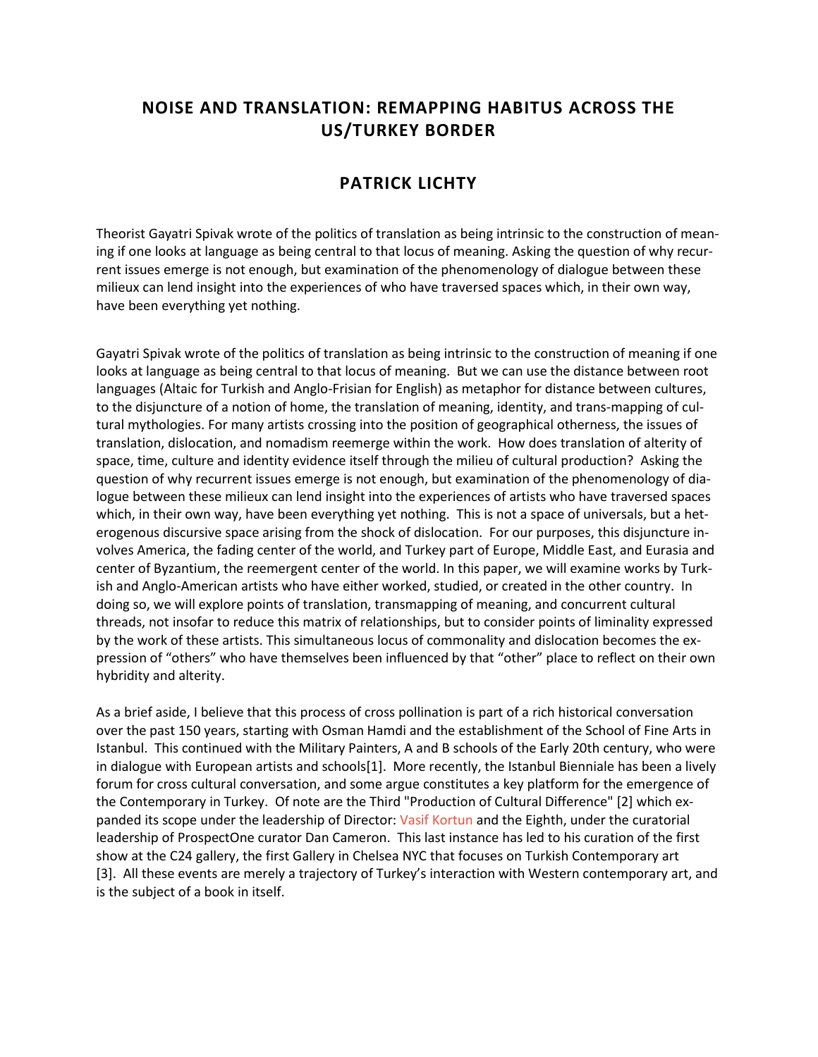# NOISE AND TRANSLATION: REMAPPING HABITUS ACROSS THE US/TURKEY BORDER

## PATRICK LICHTY

Theorist Gayatri Spivak wrote of the politics of translation as being intrinsic to the construction of meaning if one looks at language as being central to that locus of meaning. Asking the question of why recurrent issues emerge is not enough, but examination of the phenomenology of dialogue between these milieux can lend insight into the experiences of who have traversed spaces which, in their own way, have been everything yet nothing.

Gayatri Spivak wrote of the politics of translation as being intrinsic to the construction of meaning if one looks at language as being central to that locus of meaning. But we can use the distance between root languages (Altaic for Turkish and Anglo-Frisian for English) as metaphor for distance between cultures, to the disjuncture of a notion of home, the translation of meaning, identity, and trans-mapping of cultural mythologies. For many artists crossing into the position of geographical otherness, the issues of translation, dislocation, and nomadism reemerge within the work. How does translation of alterity of space, time, culture and identity evidence itself through the milieu of cultural production? Asking the question of why recurrent issues emerge is not enough, but examination of the phenomenology of dialogue between these milieux can lend insight into the experiences of artists who have traversed spaces which, in their own way, have been everything yet nothing. This is not a space of universals, but a heterogenous discursive space arising from the shock of dislocation. For our purposes, this disjuncture involves America, the fading center of the world, and Turkey part of Europe, Middle East, and Eurasia and center of Byzantium, the reemergent center of the world. In this paper, we will examine works by Turkish and Anglo-American artists who have either worked, studied, or created in the other country. In doing so, we will explore points of translation, transmapping of meaning, and concurrent cultural threads, not insofar to reduce this matrix of relationships, but to consider points of liminality expressed by the work of these artists. This simultaneous locus of commonality and dislocation becomes the expression of "others" who have themselves been influenced by that "other" place to reflect on their own hybridity and alterity.

As a brief aside, I believe that this process of cross pollination is part of a rich historical conversation over the past 150 years, starting with Osman Hamdi and the establishment of the School of Fine Arts in Istanbul. This continued with the Military Painters, A and B schools of the Early 20th century, who were in dialogue with European artists and schools[1]. More recently, the Istanbul Bienniale has been a lively forum for cross cultural conversation, and some argue constitutes a key platform for the emergence of the Contemporary in Turkey. Of note are the Third "Production of Cultural Difference" [2] which expanded its scope under the leadership of Director: Vasif Kortun and the Eighth, under the curatorial leadership of ProspectOne curator Dan Cameron. This last instance has led to his curation of the first show at the C24 gallery, the first Gallery in Chelsea NYC that focuses on Turkish Contemporary art [3]. All these events are merely a trajectory of Turkey's interaction with Western contemporary art, and is the subject of a book in itself.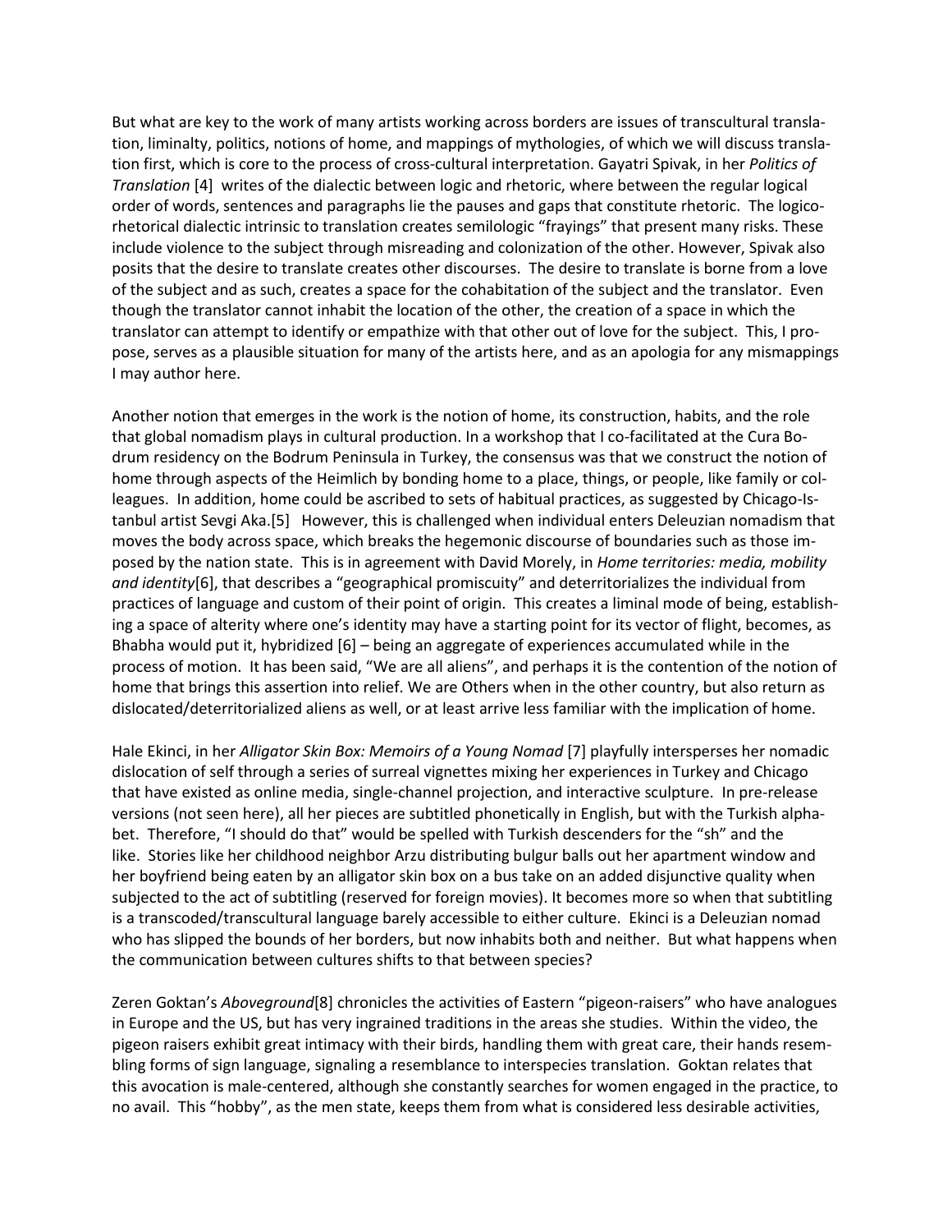But what are key to the work of many artists working across borders are issues of transcultural translation, liminalty, politics, notions of home, and mappings of mythologies, of which we will discuss translation first, which is core to the process of cross-cultural interpretation. Gayatri Spivak, in her *Politics of Translation* [4] writes of the dialectic between logic and rhetoric, where between the regular logical order of words, sentences and paragraphs lie the pauses and gaps that constitute rhetoric. The logico-rhetorical dialectic intrinsic to translation creates semilogic "frayings" that present many risks. These include violence to the subject through misreading and colonization of the other. However, Spivak also posits that the desire to translate creates other discourses. The desire to translate is borne from a love of the subject and as such, creates a space for the cohabitation of the subject and the translator. Even though the translator cannot inhabit the location of the other, the creation of a space in which the translator can attempt to identify or empathize with that other out of love for the subject. This, I propose, serves as a plausible situation for many of the artists here, and as an apologia for any mismappings I may author here.

Another notion that emerges in the work is the notion of home, its construction, habits, and the role that global nomadism plays in cultural production. In a workshop that I co-facilitated at the Cura Bodrum residency on the Bodrum Peninsula in Turkey, the consensus was that we construct the notion of home through aspects of the Heimlich by bonding home to a place, things, or people, like family or colleagues. In addition, home could be ascribed to sets of habitual practices, as suggested by Chicago-Istanbul artist Sevgi Aka.[5] However, this is challenged when individual enters Deleuzian nomadism that moves the body across space, which breaks the hegemonic discourse of boundaries such as those imposed by the nation state. This is in agreement with David Morely, in *Home territories: media, mobility and identity*[6], that describes a "geographical promiscuity" and deterritorializes the individual from practices of language and custom of their point of origin. This creates a liminal mode of being, establishing a space of alterity where one's identity may have a starting point for its vector of flight, becomes, as Bhabha would put it, hybridized [6] – being an aggregate of experiences accumulated while in the process of motion. It has been said, "We are all aliens", and perhaps it is the contention of the notion of home that brings this assertion into relief. We are Others when in the other country, but also return as dislocated/deterritorialized aliens as well, or at least arrive less familiar with the implication of home.

Hale Ekinci, in her *Alligator Skin Box: Memoirs of a Young Nomad* [7] playfully intersperses her nomadic dislocation of self through a series of surreal vignettes mixing her experiences in Turkey and Chicago that have existed as online media, single-channel projection, and interactive sculpture. In pre-release versions (not seen here), all her pieces are subtitled phonetically in English, but with the Turkish alphabet. Therefore, "I should do that" would be spelled with Turkish descenders for the "sh" and the like. Stories like her childhood neighbor Arzu distributing bulgur balls out her apartment window and her boyfriend being eaten by an alligator skin box on a bus take on an added disjunctive quality when subjected to the act of subtitling (reserved for foreign movies). It becomes more so when that subtitling is a transcoded/transcultural language barely accessible to either culture. Ekinci is a Deleuzian nomad who has slipped the bounds of her borders, but now inhabits both and neither. But what happens when the communication between cultures shifts to that between species?

Zeren Goktan's *Aboveground*[8] chronicles the activities of Eastern "pigeon-raisers" who have analogues in Europe and the US, but has very ingrained traditions in the areas she studies. Within the video, the pigeon raisers exhibit great intimacy with their birds, handling them with great care, their hands resembling forms of sign language, signaling a resemblance to interspecies translation. Goktan relates that this avocation is male-centered, although she constantly searches for women engaged in the practice, to no avail. This "hobby", as the men state, keeps them from what is considered less desirable activities,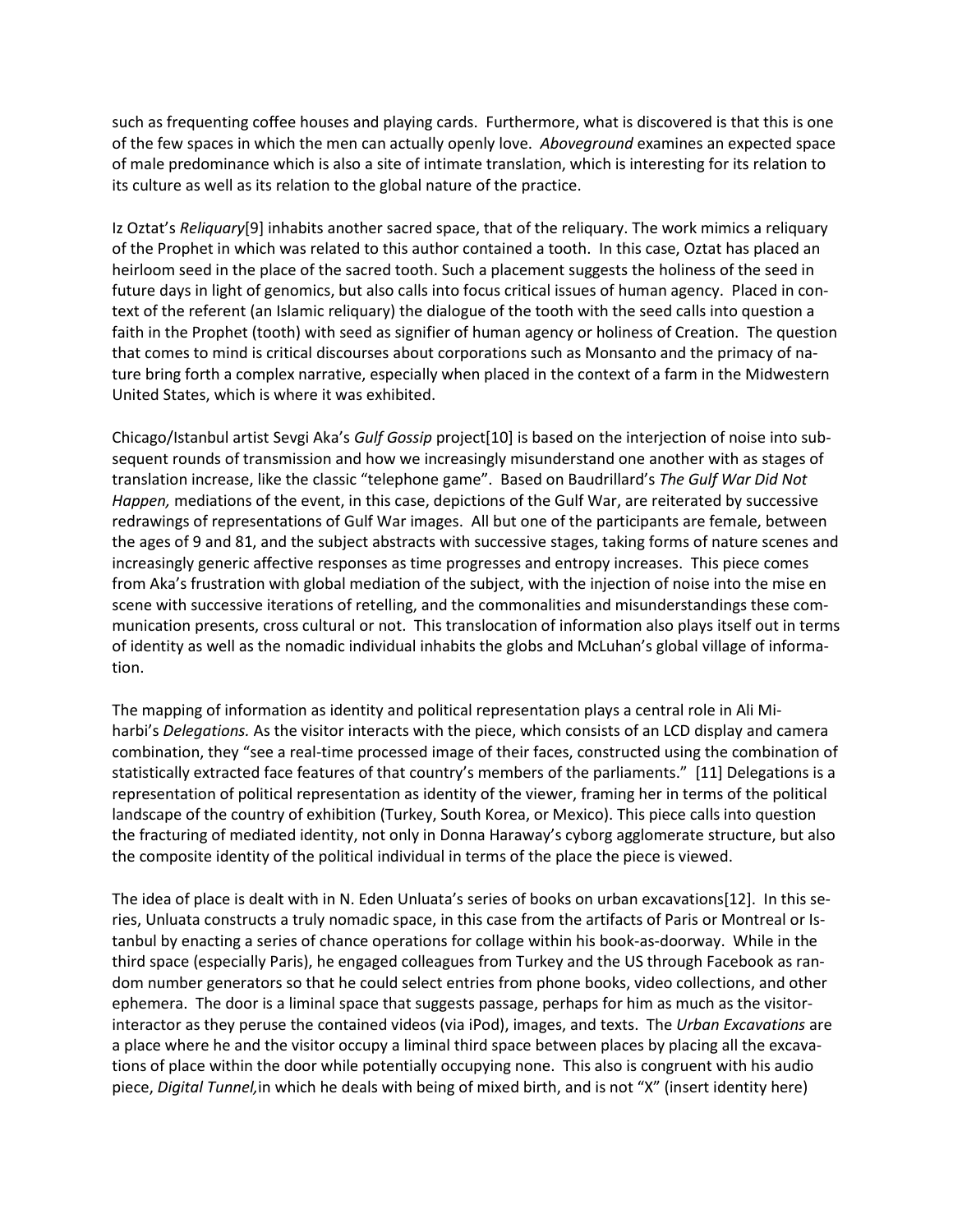such as frequenting coffee houses and playing cards. Furthermore, what is discovered is that this is one of the few spaces in which the men can actually openly love. *Aboveground* examines an expected space of male predominance which is also a site of intimate translation, which is interesting for its relation to its culture as well as its relation to the global nature of the practice.

Iz Oztat's *Reliquary*[9] inhabits another sacred space, that of the reliquary. The work mimics a reliquary of the Prophet in which was related to this author contained a tooth. In this case, Oztat has placed an heirloom seed in the place of the sacred tooth. Such a placement suggests the holiness of the seed in future days in light of genomics, but also calls into focus critical issues of human agency. Placed in context of the referent (an Islamic reliquary) the dialogue of the tooth with the seed calls into question a faith in the Prophet (tooth) with seed as signifier of human agency or holiness of Creation. The question that comes to mind is critical discourses about corporations such as Monsanto and the primacy of nature bring forth a complex narrative, especially when placed in the context of a farm in the Midwestern United States, which is where it was exhibited.

Chicago/Istanbul artist Sevgi Aka's *Gulf Gossip* project[10] is based on the interjection of noise into subsequent rounds of transmission and how we increasingly misunderstand one another with as stages of translation increase, like the classic "telephone game". Based on Baudrillard's *The Gulf War Did Not Happen,* mediations of the event, in this case, depictions of the Gulf War, are reiterated by successive redrawings of representations of Gulf War images. All but one of the participants are female, between the ages of 9 and 81, and the subject abstracts with successive stages, taking forms of nature scenes and increasingly generic affective responses as time progresses and entropy increases. This piece comes from Aka's frustration with global mediation of the subject, with the injection of noise into the mise en scene with successive iterations of retelling, and the commonalities and misunderstandings these communication presents, cross cultural or not. This translocation of information also plays itself out in terms of identity as well as the nomadic individual inhabits the globs and McLuhan's global village of information.

The mapping of information as identity and political representation plays a central role in Ali Miharbi's *Delegations.* As the visitor interacts with the piece, which consists of an LCD display and camera combination, they "see a real-time processed image of their faces, constructed using the combination of statistically extracted face features of that country's members of the parliaments." [11] Delegations is a representation of political representation as identity of the viewer, framing her in terms of the political landscape of the country of exhibition (Turkey, South Korea, or Mexico). This piece calls into question the fracturing of mediated identity, not only in Donna Haraway's cyborg agglomerate structure, but also the composite identity of the political individual in terms of the place the piece is viewed.

The idea of place is dealt with in N. Eden Unluata's series of books on urban excavations[12]. In this series, Unluata constructs a truly nomadic space, in this case from the artifacts of Paris or Montreal or Istanbul by enacting a series of chance operations for collage within his book-as-doorway. While in the third space (especially Paris), he engaged colleagues from Turkey and the US through Facebook as random number generators so that he could select entries from phone books, video collections, and other ephemera. The door is a liminal space that suggests passage, perhaps for him as much as the visitor-interactor as they peruse the contained videos (via iPod), images, and texts. The *Urban Excavations* are a place where he and the visitor occupy a liminal third space between places by placing all the excavations of place within the door while potentially occupying none. This also is congruent with his audio piece, *Digital Tunnel,* in which he deals with being of mixed birth, and is not "X" (insert identity here)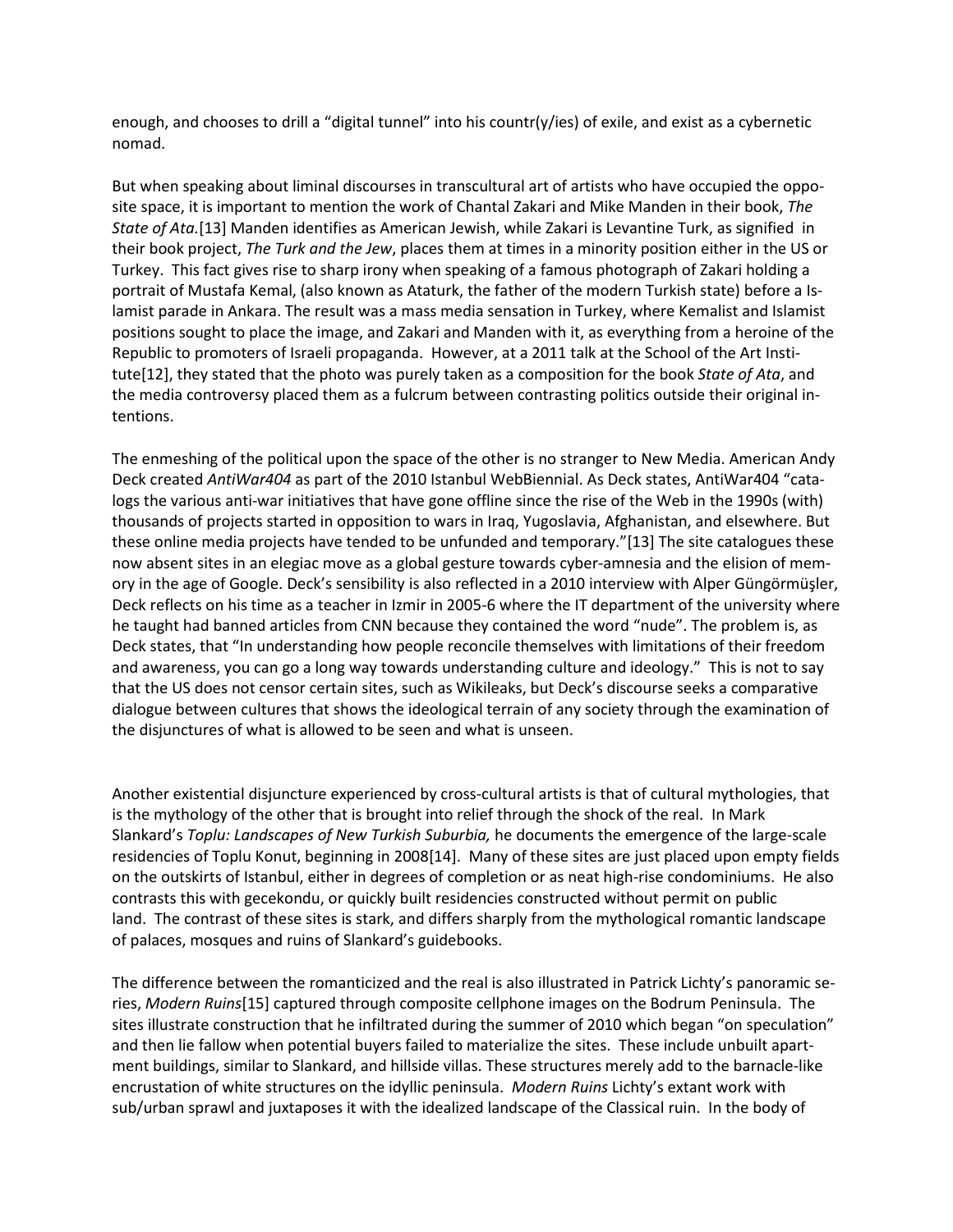enough, and chooses to drill a "digital tunnel" into his countr(y/ies) of exile, and exist as a cybernetic nomad.

But when speaking about liminal discourses in transcultural art of artists who have occupied the opposite space, it is important to mention the work of Chantal Zakari and Mike Manden in their book, *The State of Ata.*[13] Manden identifies as American Jewish, while Zakari is Levantine Turk, as signified in their book project, *The Turk and the Jew*, places them at times in a minority position either in the US or Turkey. This fact gives rise to sharp irony when speaking of a famous photograph of Zakari holding a portrait of Mustafa Kemal, (also known as Ataturk, the father of the modern Turkish state) before a Islamist parade in Ankara. The result was a mass media sensation in Turkey, where Kemalist and Islamist positions sought to place the image, and Zakari and Manden with it, as everything from a heroine of the Republic to promoters of Israeli propaganda. However, at a 2011 talk at the School of the Art Institute[12], they stated that the photo was purely taken as a composition for the book *State of Ata*, and the media controversy placed them as a fulcrum between contrasting politics outside their original intentions.

The enmeshing of the political upon the space of the other is no stranger to New Media. American Andy Deck created *AntiWar404* as part of the 2010 Istanbul WebBiennial. As Deck states, AntiWar404 "catalogs the various anti-war initiatives that have gone offline since the rise of the Web in the 1990s (with) thousands of projects started in opposition to wars in Iraq, Yugoslavia, Afghanistan, and elsewhere. But these online media projects have tended to be unfunded and temporary."[13] The site catalogues these now absent sites in an elegiac move as a global gesture towards cyber-amnesia and the elision of memory in the age of Google. Deck's sensibility is also reflected in a 2010 interview with Alper Güngörmüşler, Deck reflects on his time as a teacher in Izmir in 2005-6 where the IT department of the university where he taught had banned articles from CNN because they contained the word "nude". The problem is, as Deck states, that "In understanding how people reconcile themselves with limitations of their freedom and awareness, you can go a long way towards understanding culture and ideology." This is not to say that the US does not censor certain sites, such as Wikileaks, but Deck's discourse seeks a comparative dialogue between cultures that shows the ideological terrain of any society through the examination of the disjunctures of what is allowed to be seen and what is unseen.

Another existential disjuncture experienced by cross-cultural artists is that of cultural mythologies, that is the mythology of the other that is brought into relief through the shock of the real. In Mark Slankard's *Toplu: Landscapes of New Turkish Suburbia,* he documents the emergence of the large-scale residencies of Toplu Konut, beginning in 2008[14]. Many of these sites are just placed upon empty fields on the outskirts of Istanbul, either in degrees of completion or as neat high-rise condominiums. He also contrasts this with gecekondu, or quickly built residencies constructed without permit on public land. The contrast of these sites is stark, and differs sharply from the mythological romantic landscape of palaces, mosques and ruins of Slankard's guidebooks.

The difference between the romanticized and the real is also illustrated in Patrick Lichty's panoramic series, *Modern Ruins*[15] captured through composite cellphone images on the Bodrum Peninsula. The sites illustrate construction that he infiltrated during the summer of 2010 which began "on speculation" and then lie fallow when potential buyers failed to materialize the sites. These include unbuilt apartment buildings, similar to Slankard, and hillside villas. These structures merely add to the barnacle-like encrustation of white structures on the idyllic peninsula. *Modern Ruins* Lichty's extant work with sub/urban sprawl and juxtaposes it with the idealized landscape of the Classical ruin. In the body of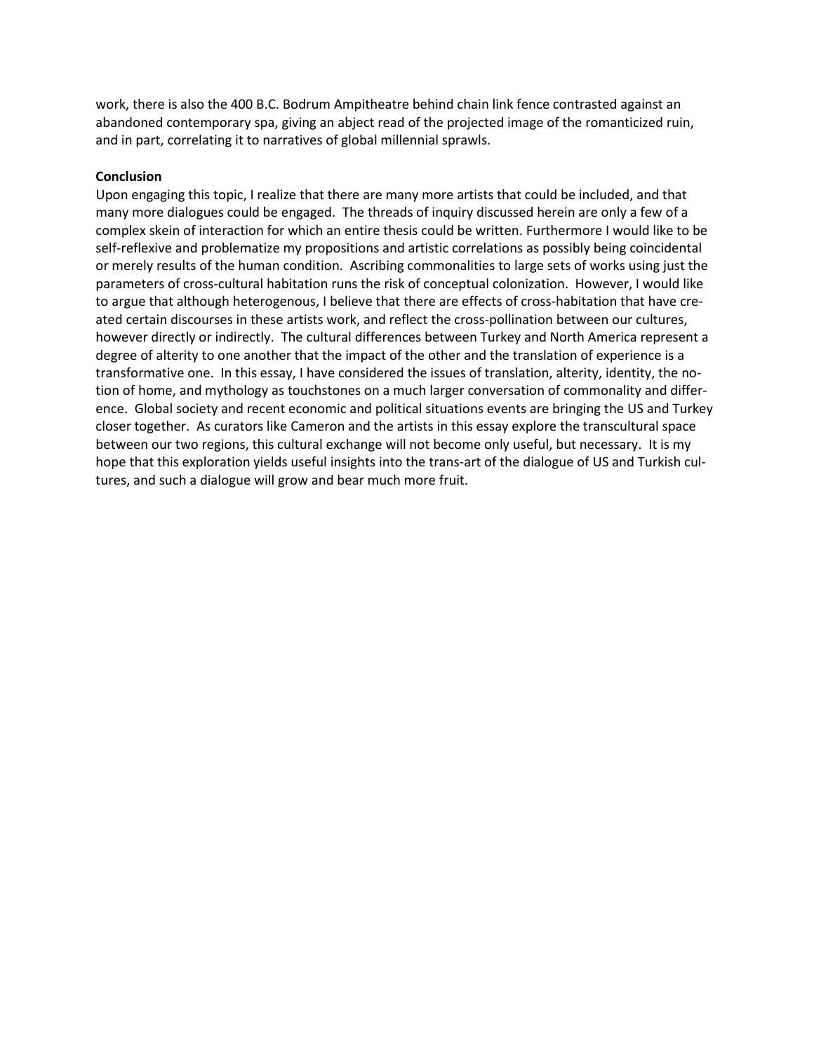work, there is also the 400 B.C. Bodrum Ampitheatre behind chain link fence contrasted against an abandoned contemporary spa, giving an abject read of the projected image of the romanticized ruin, and in part, correlating it to narratives of global millennial sprawls.

**Conclusion**

Upon engaging this topic, I realize that there are many more artists that could be included, and that many more dialogues could be engaged. The threads of inquiry discussed herein are only a few of a complex skein of interaction for which an entire thesis could be written. Furthermore I would like to be self-reflexive and problematize my propositions and artistic correlations as possibly being coincidental or merely results of the human condition. Ascribing commonalities to large sets of works using just the parameters of cross-cultural habitation runs the risk of conceptual colonization. However, I would like to argue that although heterogenous, I believe that there are effects of cross-habitation that have created certain discourses in these artists work, and reflect the cross-pollination between our cultures, however directly or indirectly. The cultural differences between Turkey and North America represent a degree of alterity to one another that the impact of the other and the translation of experience is a transformative one. In this essay, I have considered the issues of translation, alterity, identity, the notion of home, and mythology as touchstones on a much larger conversation of commonality and difference. Global society and recent economic and political situations events are bringing the US and Turkey closer together. As curators like Cameron and the artists in this essay explore the transcultural space between our two regions, this cultural exchange will not become only useful, but necessary. It is my hope that this exploration yields useful insights into the trans-art of the dialogue of US and Turkish cultures, and such a dialogue will grow and bear much more fruit.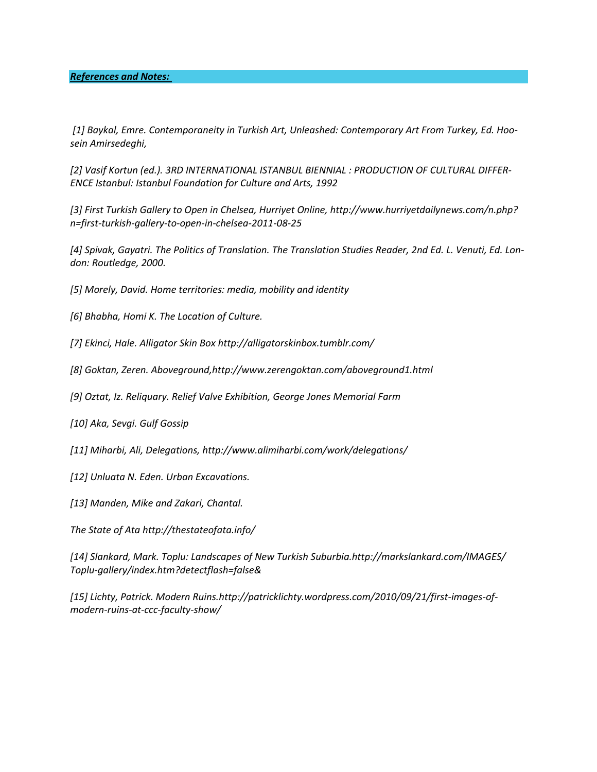***References and Notes:***

*[1] Baykal, Emre. Contemporaneity in Turkish Art, Unleashed: Contemporary Art From Turkey, Ed. Hoosein Amirsedeghi,*

*[2] Vasif Kortun (ed.). 3RD INTERNATIONAL ISTANBUL BIENNIAL : PRODUCTION OF CULTURAL DIFFERENCE Istanbul: Istanbul Foundation for Culture and Arts, 1992*

*[3] First Turkish Gallery to Open in Chelsea, Hurriyet Online, http://www.hurriyetdailynews.com/n.php?n=first-turkish-gallery-to-open-in-chelsea-2011-08-25*

*[4] Spivak, Gayatri. The Politics of Translation. The Translation Studies Reader, 2nd Ed. L. Venuti, Ed. London: Routledge, 2000.*

*[5] Morely, David. Home territories: media, mobility and identity*

*[6] Bhabha, Homi K. The Location of Culture.*

*[7] Ekinci, Hale. Alligator Skin Box http://alligatorskinbox.tumblr.com/*

*[8] Goktan, Zeren. Aboveground,http://www.zerengoktan.com/aboveground1.html*

*[9] Oztat, Iz. Reliquary. Relief Valve Exhibition, George Jones Memorial Farm*

*[10] Aka, Sevgi. Gulf Gossip*

*[11] Miharbi, Ali, Delegations, http://www.alimiharbi.com/work/delegations/*

*[12] Unluata N. Eden. Urban Excavations.*

*[13] Manden, Mike and Zakari, Chantal.*

*The State of Ata http://thestateofata.info/*

*[14] Slankard, Mark. Toplu: Landscapes of New Turkish Suburbia.http://markslankard.com/IMAGES/Toplu-gallery/index.htm?detectflash=false&*

*[15] Lichty, Patrick. Modern Ruins.http://patricklichty.wordpress.com/2010/09/21/first-images-of-modern-ruins-at-ccc-faculty-show/*